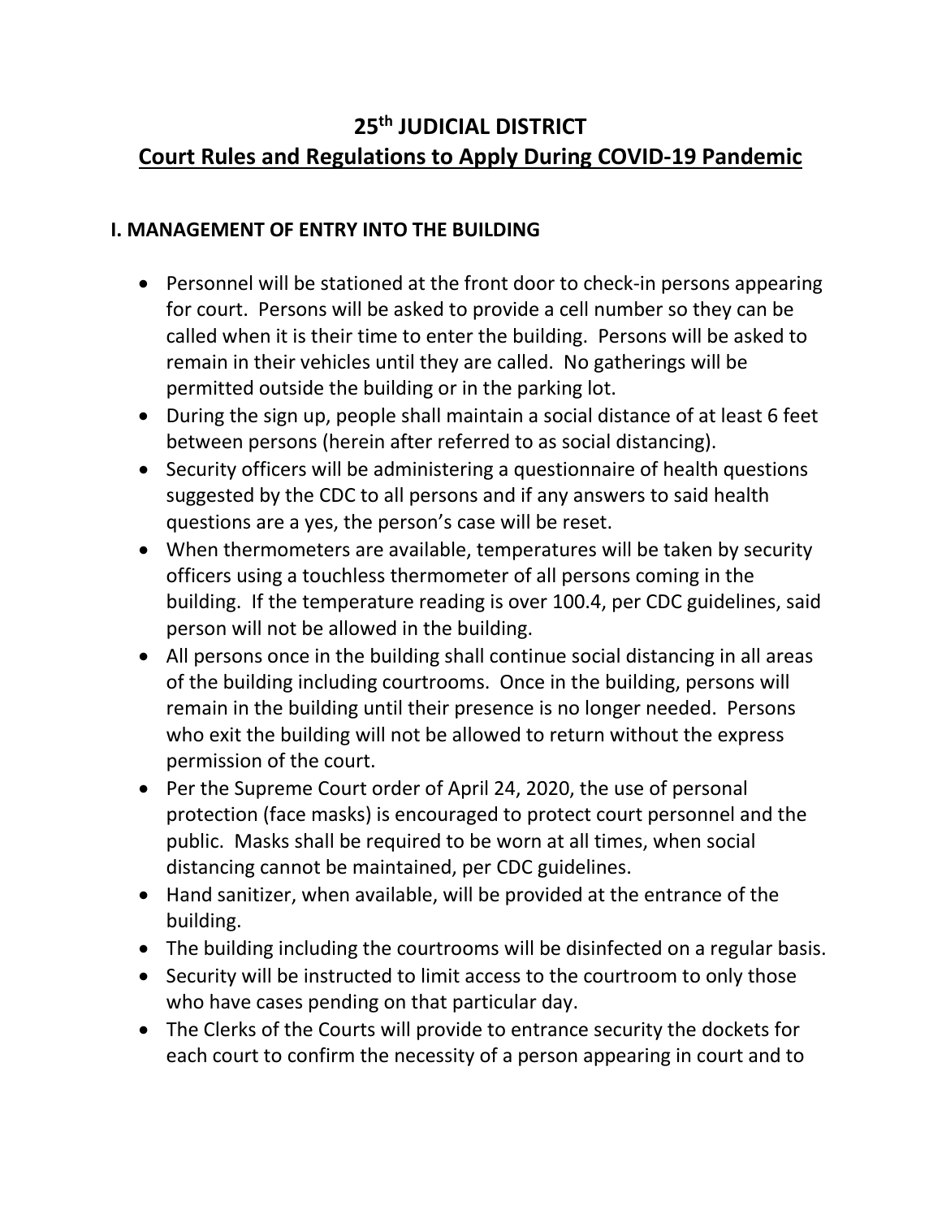# 25th JUDICIAL DISTRICT

## Court Rules and Regulations to Apply During COVID-19 Pandemic

### I. MANAGEMENT OF ENTRY INTO THE BUILDING

- Personnel will be stationed at the front door to check-in persons appearing for court. Persons will be asked to provide a cell number so they can be called when it is their time to enter the building. Persons will be asked to remain in their vehicles until they are called. No gatherings will be permitted outside the building or in the parking lot.
- During the sign up, people shall maintain a social distance of at least 6 feet between persons (herein after referred to as social distancing).
- Security officers will be administering a questionnaire of health questions suggested by the CDC to all persons and if any answers to said health questions are a yes, the person's case will be reset.
- When thermometers are available, temperatures will be taken by security officers using a touchless thermometer of all persons coming in the building. If the temperature reading is over 100.4, per CDC guidelines, said person will not be allowed in the building.
- All persons once in the building shall continue social distancing in all areas of the building including courtrooms. Once in the building, persons will remain in the building until their presence is no longer needed. Persons who exit the building will not be allowed to return without the express permission of the court.
- Per the Supreme Court order of April 24, 2020, the use of personal protection (face masks) is encouraged to protect court personnel and the public. Masks shall be required to be worn at all times, when social distancing cannot be maintained, per CDC guidelines.
- Hand sanitizer, when available, will be provided at the entrance of the building.
- The building including the courtrooms will be disinfected on a regular basis.
- Security will be instructed to limit access to the courtroom to only those who have cases pending on that particular day.
- The Clerks of the Courts will provide to entrance security the dockets for each court to confirm the necessity of a person appearing in court and to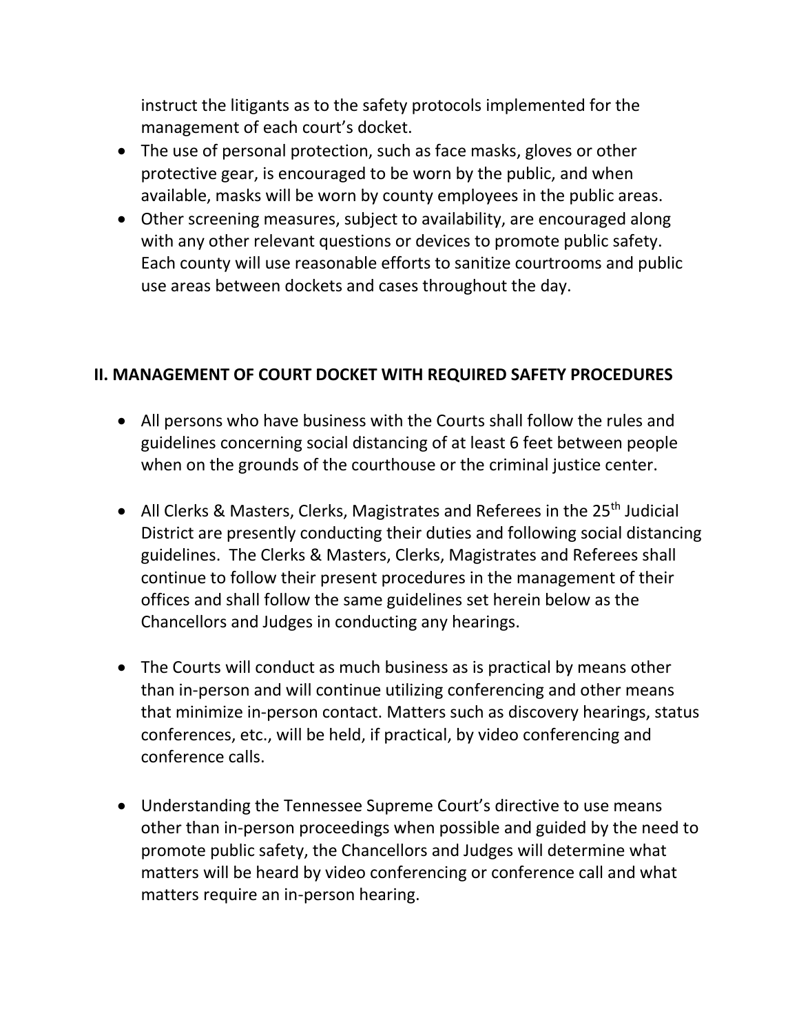instruct the litigants as to the safety protocols implemented for the management of each court's docket.

- The use of personal protection, such as face masks, gloves or other protective gear, is encouraged to be worn by the public, and when available, masks will be worn by county employees in the public areas.
- Other screening measures, subject to availability, are encouraged along with any other relevant questions or devices to promote public safety. Each county will use reasonable efforts to sanitize courtrooms and public use areas between dockets and cases throughout the day.

## II. MANAGEMENT OF COURT DOCKET WITH REQUIRED SAFETY PROCEDURES

- All persons who have business with the Courts shall follow the rules and guidelines concerning social distancing of at least 6 feet between people when on the grounds of the courthouse or the criminal justice center.

- All Clerks & Masters, Clerks, Magistrates and Referees in the 25th Judicial District are presently conducting their duties and following social distancing guidelines. The Clerks & Masters, Clerks, Magistrates and Referees shall continue to follow their present procedures in the management of their offices and shall follow the same guidelines set herein below as the Chancellors and Judges in conducting any hearings.

- The Courts will conduct as much business as is practical by means other than in-person and will continue utilizing conferencing and other means that minimize in-person contact. Matters such as discovery hearings, status conferences, etc., will be held, if practical, by video conferencing and conference calls.

- Understanding the Tennessee Supreme Court's directive to use means other than in-person proceedings when possible and guided by the need to promote public safety, the Chancellors and Judges will determine what matters will be heard by video conferencing or conference call and what matters require an in-person hearing.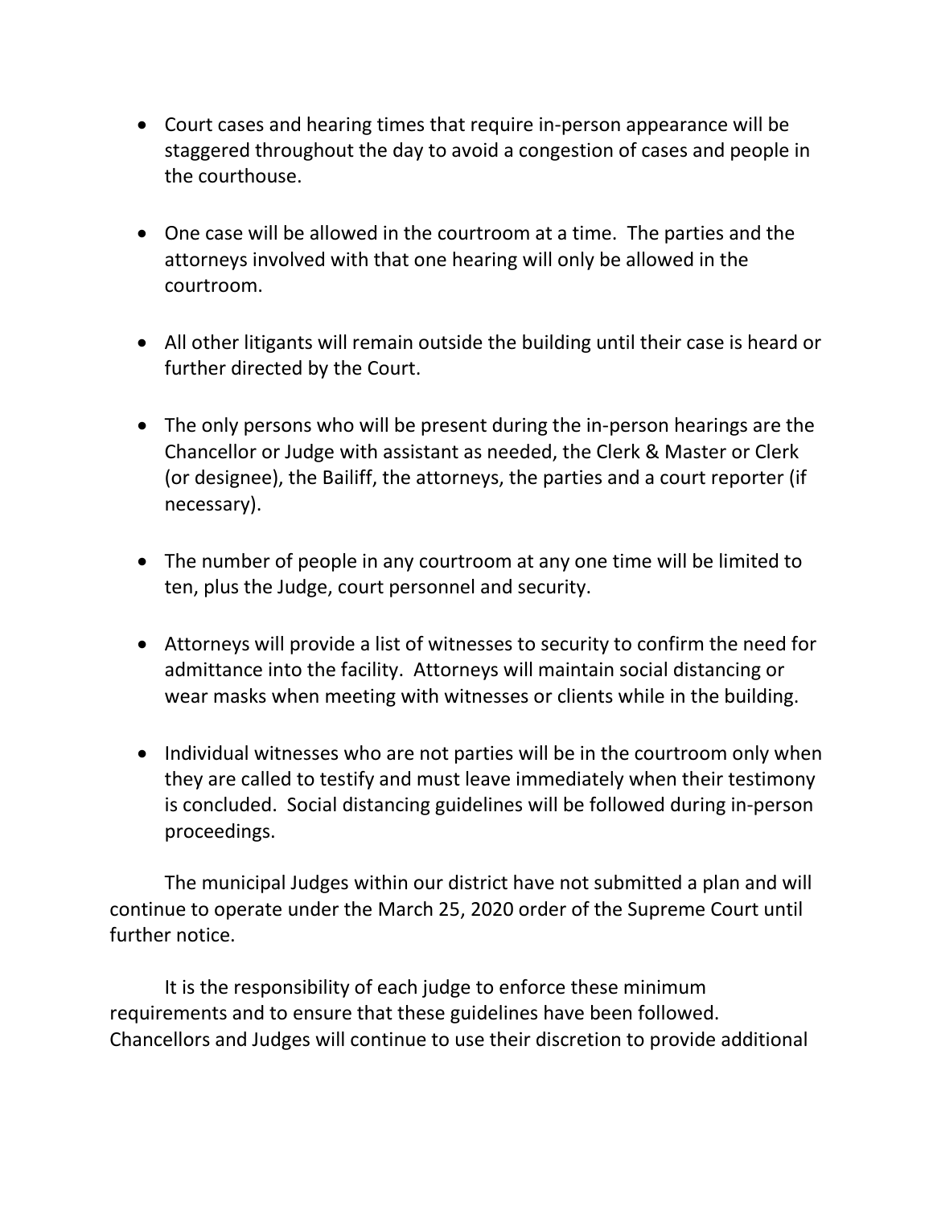- Court cases and hearing times that require in-person appearance will be staggered throughout the day to avoid a congestion of cases and people in the courthouse.

- One case will be allowed in the courtroom at a time. The parties and the attorneys involved with that one hearing will only be allowed in the courtroom.

- All other litigants will remain outside the building until their case is heard or further directed by the Court.

- The only persons who will be present during the in-person hearings are the Chancellor or Judge with assistant as needed, the Clerk & Master or Clerk (or designee), the Bailiff, the attorneys, the parties and a court reporter (if necessary).

- The number of people in any courtroom at any one time will be limited to ten, plus the Judge, court personnel and security.

- Attorneys will provide a list of witnesses to security to confirm the need for admittance into the facility. Attorneys will maintain social distancing or wear masks when meeting with witnesses or clients while in the building.

- Individual witnesses who are not parties will be in the courtroom only when they are called to testify and must leave immediately when their testimony is concluded. Social distancing guidelines will be followed during in-person proceedings.

The municipal Judges within our district have not submitted a plan and will continue to operate under the March 25, 2020 order of the Supreme Court until further notice.

It is the responsibility of each judge to enforce these minimum requirements and to ensure that these guidelines have been followed. Chancellors and Judges will continue to use their discretion to provide additional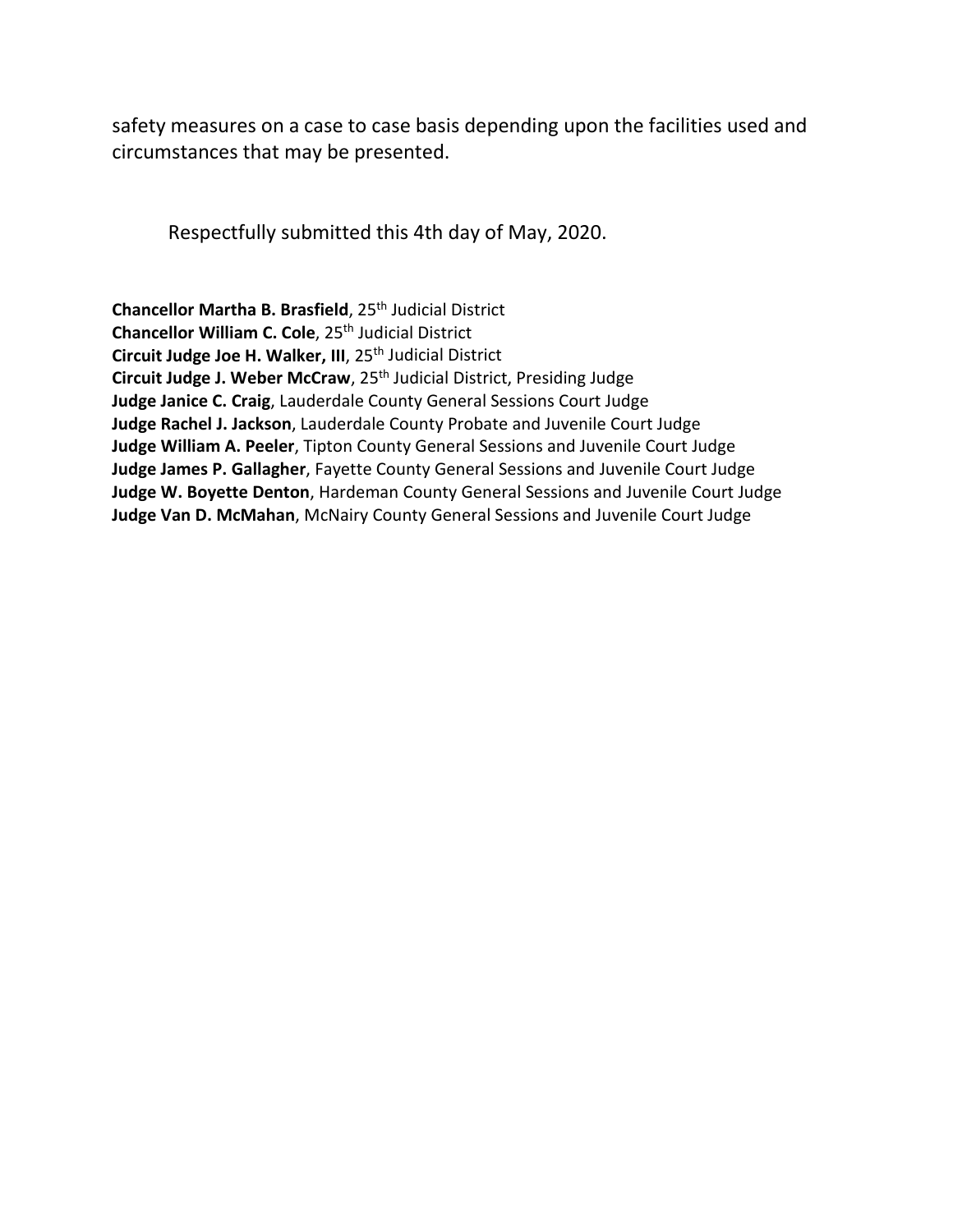safety measures on a case to case basis depending upon the facilities used and circumstances that may be presented.

Respectfully submitted this 4th day of May, 2020.

**Chancellor Martha B. Brasfield**, 25th Judicial District
**Chancellor William C. Cole**, 25th Judicial District
**Circuit Judge Joe H. Walker, III**, 25th Judicial District
**Circuit Judge J. Weber McCraw**, 25th Judicial District, Presiding Judge
**Judge Janice C. Craig**, Lauderdale County General Sessions Court Judge
**Judge Rachel J. Jackson**, Lauderdale County Probate and Juvenile Court Judge
**Judge William A. Peeler**, Tipton County General Sessions and Juvenile Court Judge
**Judge James P. Gallagher**, Fayette County General Sessions and Juvenile Court Judge
**Judge W. Boyette Denton**, Hardeman County General Sessions and Juvenile Court Judge
**Judge Van D. McMahan**, McNairy County General Sessions and Juvenile Court Judge